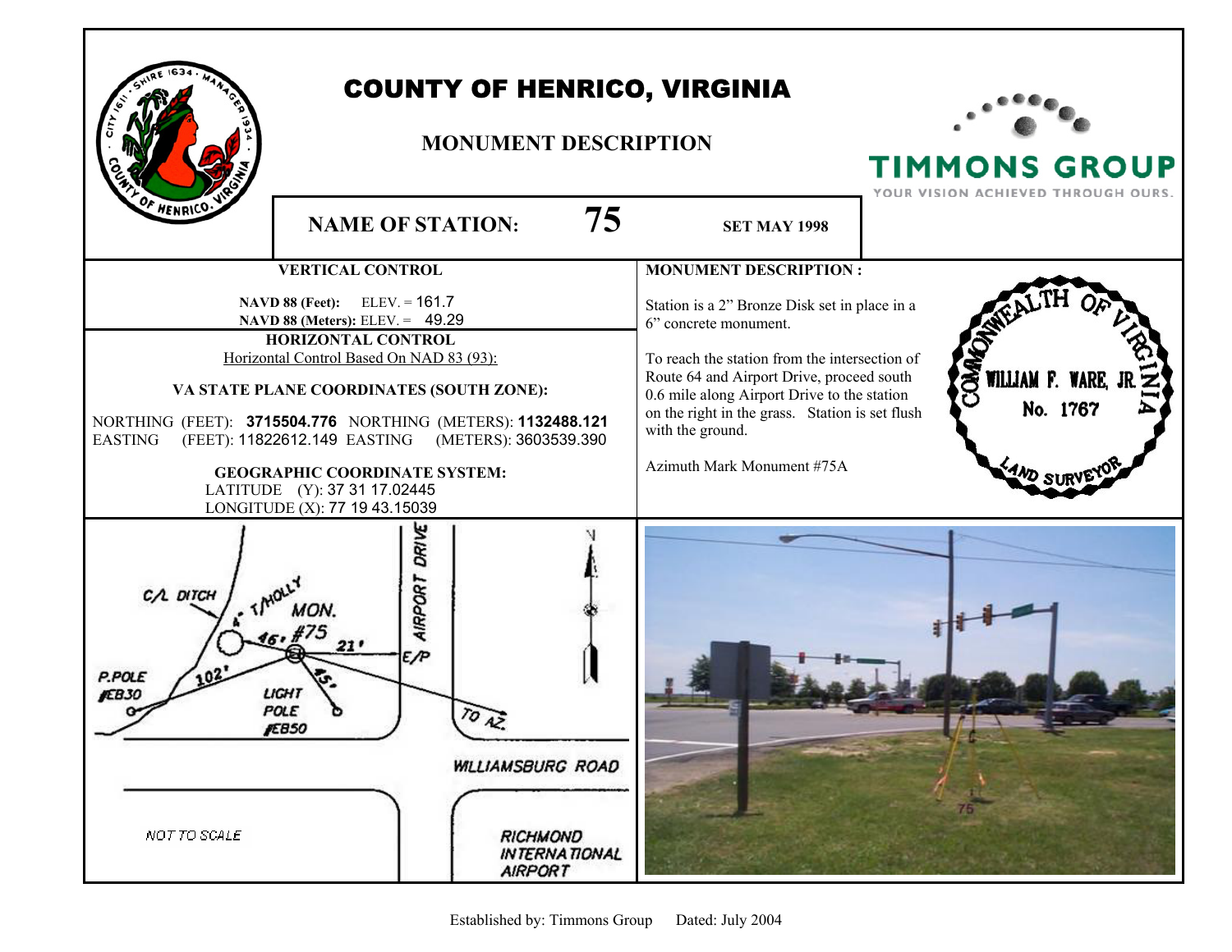# COUNTY OF HENRICO, VIRGINIA

## MONUMENT DESCRIPTION

TIMMONS GROUP
YOUR VISION ACHIEVED THROUGH OURS.

**NAME OF STATION:** **75** **SET MAY 1998**

### VERTICAL CONTROL

**NAVD 88 (Feet):** ELEV. = 161.7
**NAVD 88 (Meters):** ELEV. = 49.29

### HORIZONTAL CONTROL

Horizontal Control Based On NAD 83 (93):

**VA STATE PLANE COORDINATES (SOUTH ZONE):**

NORTHING (FEET): **3715504.776** NORTHING (METERS): **1132488.121**
EASTING (FEET): 11822612.149 EASTING (METERS): 3603539.390

**GEOGRAPHIC COORDINATE SYSTEM:**
LATITUDE (Y): 37 31 17.02445
LONGITUDE (X): 77 19 43.15039

### MONUMENT DESCRIPTION :

Station is a 2" Bronze Disk set in place in a 6" concrete monument.

To reach the station from the intersection of Route 64 and Airport Drive, proceed south 0.6 mile along Airport Drive to the station on the right in the grass. Station is set flush with the ground.

Azimuth Mark Monument #75A

COMMONWEALTH OF VIRGINIA
WILLIAM F. WARE, JR.
No. 1767
LAND SURVEYOR

C/L DITCH
4" T/HOLLY
MON. #75
46'
21'
102'
45'
P.POLE #EB30
LIGHT POLE #EB50
AIRPORT DRIVE
E/P
TO AZ.
N
WILLIAMSBURG ROAD
RICHMOND INTERNATIONAL AIRPORT
NOT TO SCALE

Established by: Timmons Group Dated: July 2004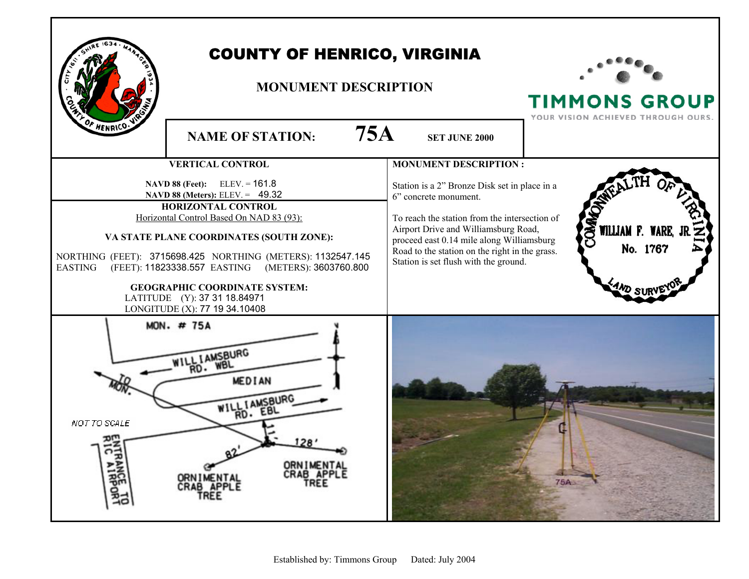# COUNTY OF HENRICO, VIRGINIA

## MONUMENT DESCRIPTION

TIMMONS GROUP

YOUR VISION ACHIEVED THROUGH OURS.

**NAME OF STATION:** **75A** **SET JUNE 2000**

### VERTICAL CONTROL

**NAVD 88 (Feet):** ELEV. = 161.8
**NAVD 88 (Meters):** ELEV. = 49.32

### HORIZONTAL CONTROL

Horizontal Control Based On NAD 83 (93):

**VA STATE PLANE COORDINATES (SOUTH ZONE):**

NORTHING (FEET): 3715698.425 NORTHING (METERS): 1132547.145
EASTING (FEET): 11823338.557 EASTING (METERS): 3603760.800

**GEOGRAPHIC COORDINATE SYSTEM:**

LATITUDE (Y): 37 31 18.84971
LONGITUDE (X): 77 19 34.10408

### MONUMENT DESCRIPTION :

Station is a 2" Bronze Disk set in place in a 6" concrete monument.

To reach the station from the intersection of Airport Drive and Williamsburg Road, proceed east 0.14 mile along Williamsburg Road to the station on the right in the grass. Station is set flush with the ground.

COMMONWEALTH OF VIRGINIA
WILLIAM F. WARE, JR.
No. 1767
LAND SURVEYOR

MON. # 75A
WILLIAMSBURG RD. WBL
TO MON.
MEDIAN
WILLIAMSBURG RD. EBL
NOT TO SCALE
ENTRANCE TO RIC AIRPORT
11'
128'
82'
ORNIMENTAL CRAB APPLE TREE
ORNIMENTAL CRAB APPLE TREE

75A

Established by: Timmons Group Dated: July 2004